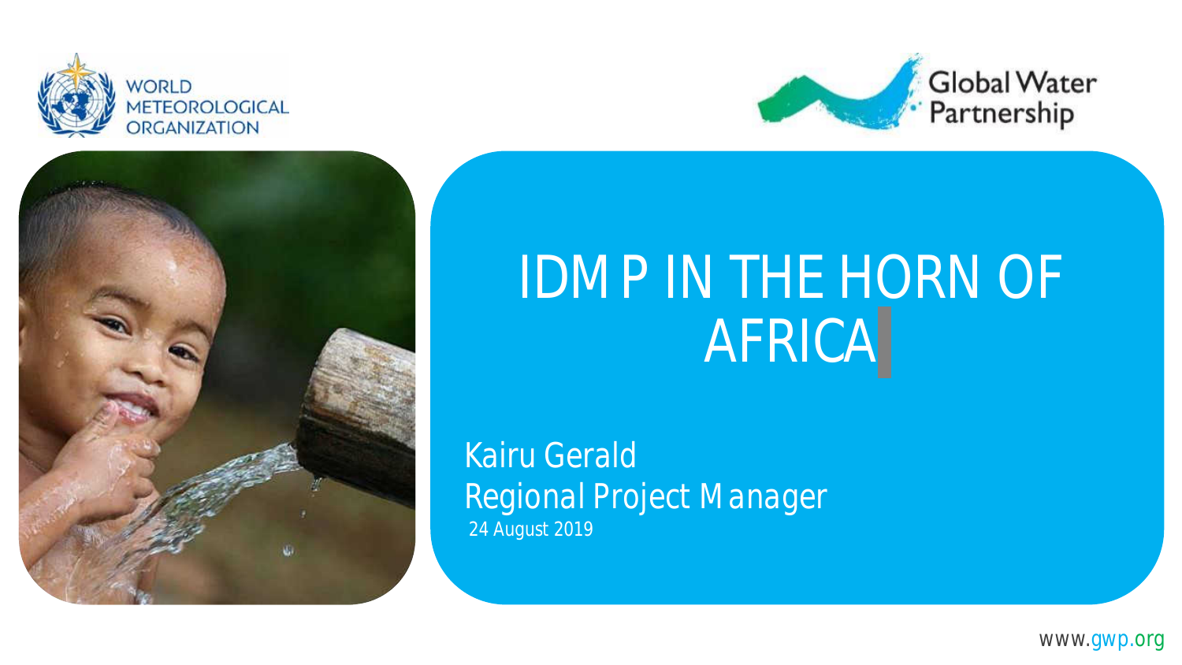WORLD METEOROLOGICAL ORGANIZATION

Global Water Partnership

# IDMP IN THE HORN OF AFRICA

Kairu Gerald
Regional Project Manager
24 August 2019

www.gwp.org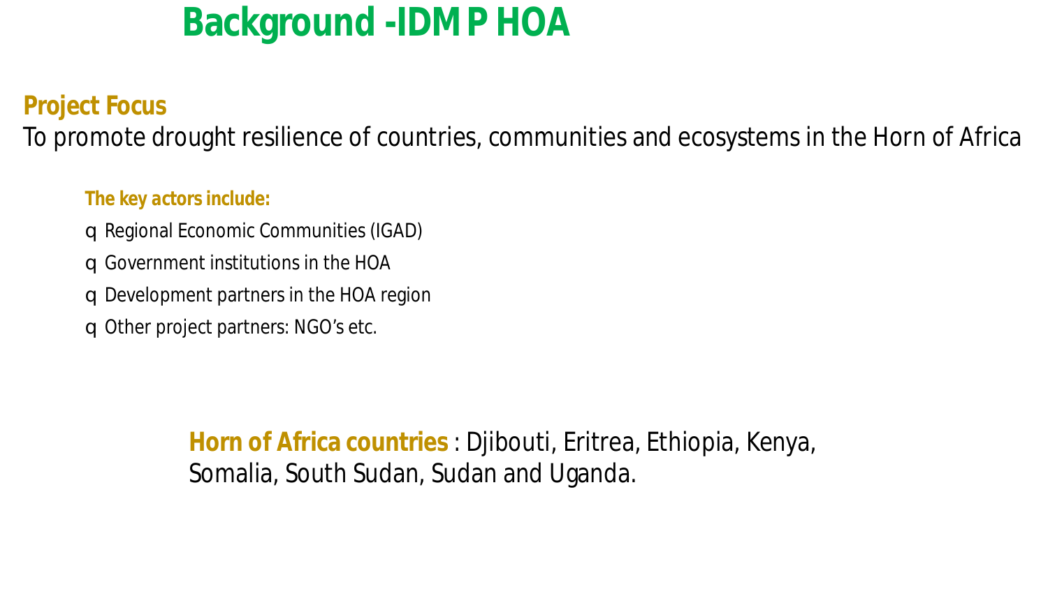# Background -IDMP HOA

## Project Focus

To promote drought resilience of countries, communities and ecosystems in the Horn of Africa

**The key actors include:**

- Regional Economic Communities (IGAD)
- Government institutions in the HOA
- Development partners in the HOA region
- Other project partners: NGO's etc.

**Horn of Africa countries** : Djibouti, Eritrea, Ethiopia, Kenya, Somalia, South Sudan, Sudan and Uganda.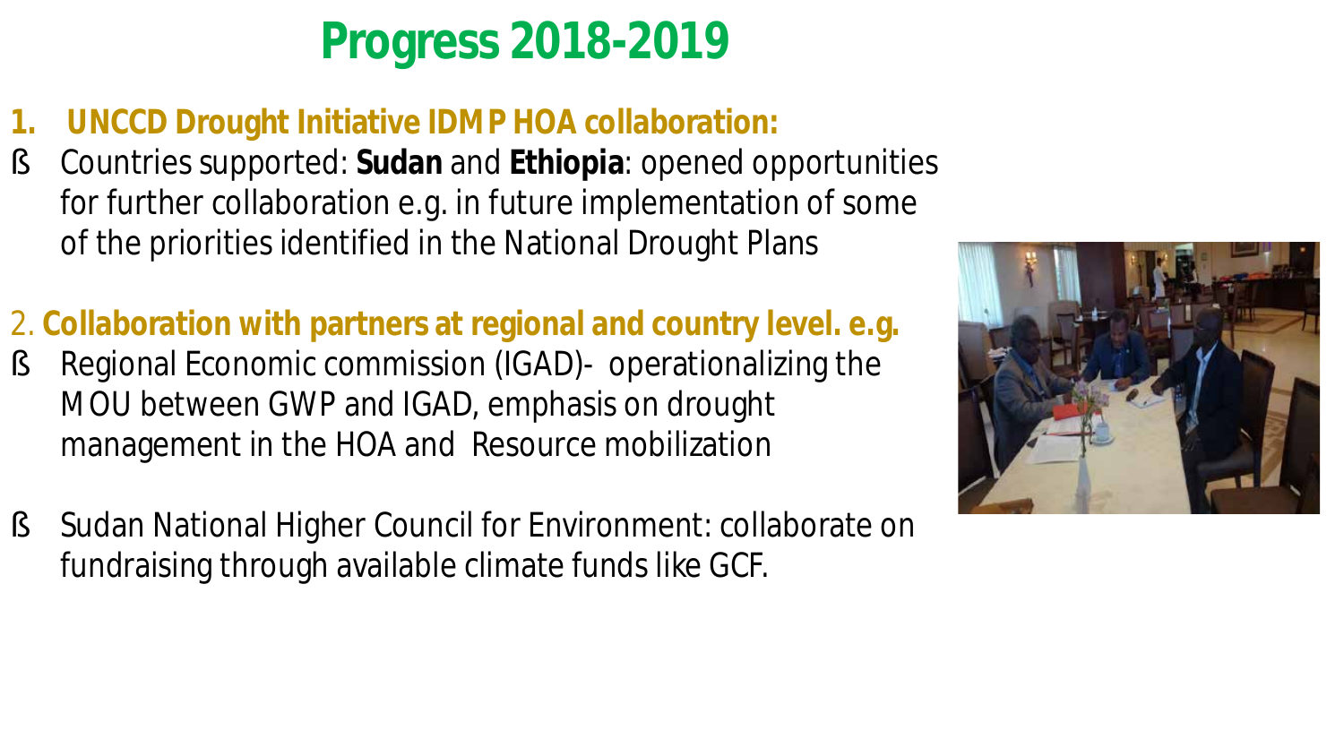# Progress 2018-2019

**1. UNCCD Drought Initiative IDMP HOA collaboration:**

- Countries supported: **Sudan** and **Ethiopia**: opened opportunities for further collaboration e.g. in future implementation of some of the priorities identified in the National Drought Plans

2. **Collaboration with partners at regional and country level. e.g.**

- Regional Economic commission (IGAD)- operationalizing the MOU between GWP and IGAD, emphasis on drought management in the HOA and Resource mobilization

- Sudan National Higher Council for Environment: collaborate on fundraising through available climate funds like GCF.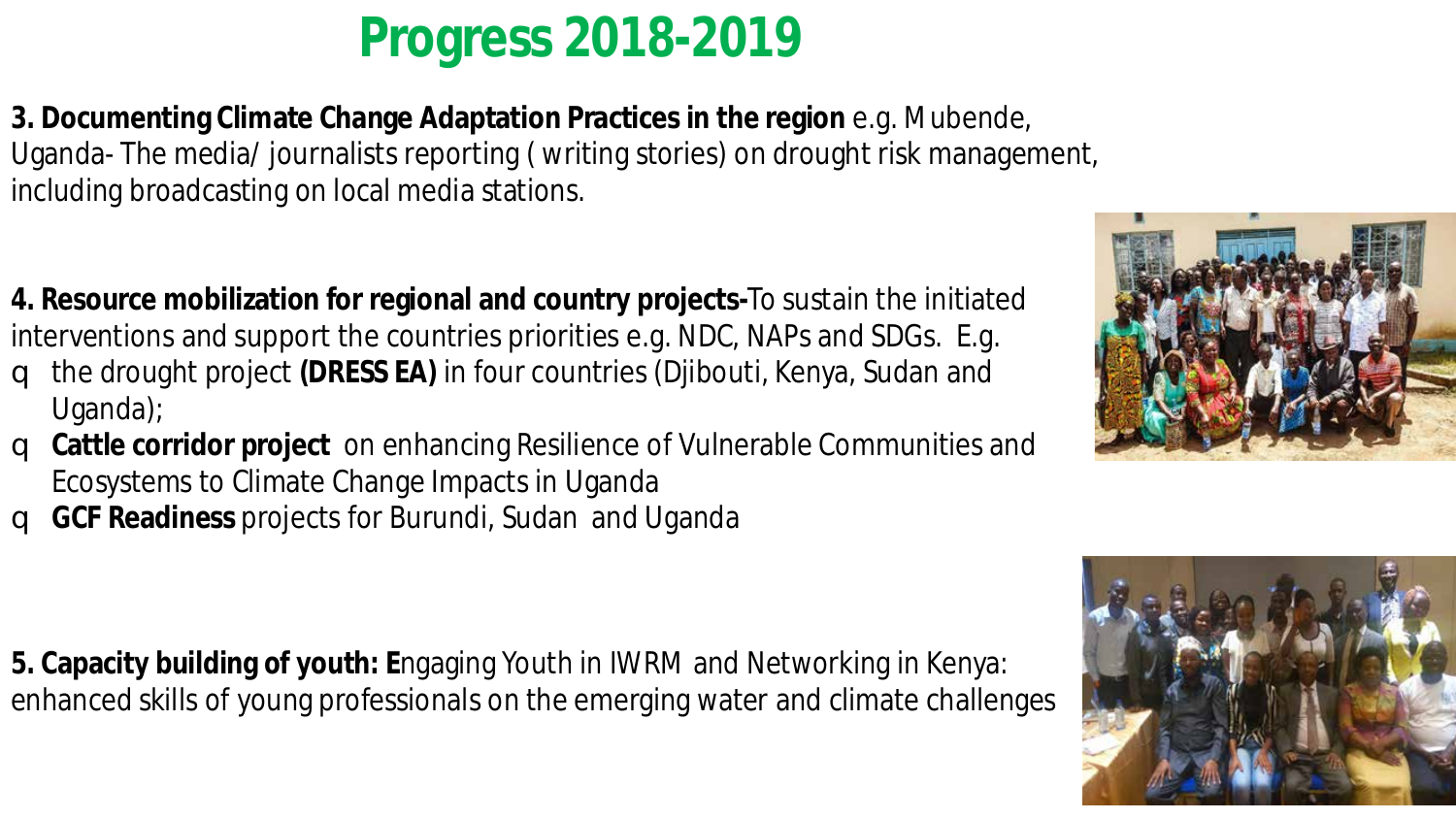# Progress 2018-2019

**3. Documenting Climate Change Adaptation Practices in the region** e.g. Mubende, Uganda- The media/ journalists reporting ( writing stories) on drought risk management, including broadcasting on local media stations.

**4. Resource mobilization for regional and country projects-**To sustain the initiated interventions and support the countries priorities e.g. NDC, NAPs and SDGs. E.g.

- the drought project **(DRESS EA)** in four countries (Djibouti, Kenya, Sudan and Uganda);
- **Cattle corridor project** on enhancing Resilience of Vulnerable Communities and Ecosystems to Climate Change Impacts in Uganda
- **GCF Readiness** projects for Burundi, Sudan and Uganda

**5. Capacity building of youth: E**ngaging Youth in IWRM and Networking in Kenya: enhanced skills of young professionals on the emerging water and climate challenges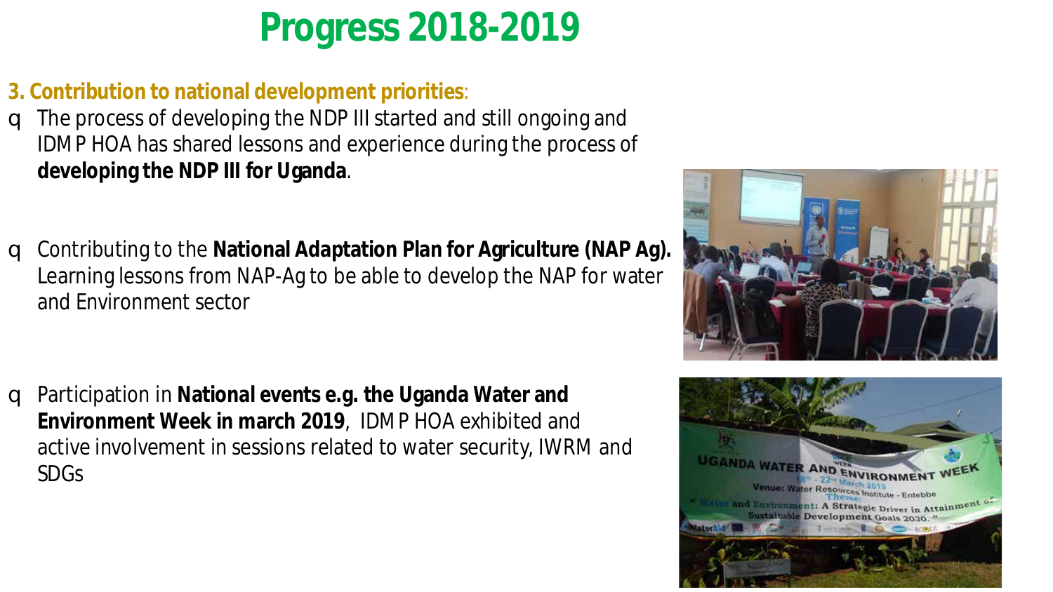# Progress 2018-2019

**3. Contribution to national development priorities**:

- The process of developing the NDP III started and still ongoing and IDMP HOA has shared lessons and experience during the process of **developing the NDP III for Uganda**.

- Contributing to the **National Adaptation Plan for Agriculture (NAP Ag).** Learning lessons from NAP-Ag to be able to develop the NAP for water and Environment sector

- Participation in **National events e.g. the Uganda Water and Environment Week in march 2019**, IDMP HOA exhibited and active involvement in sessions related to water security, IWRM and SDGs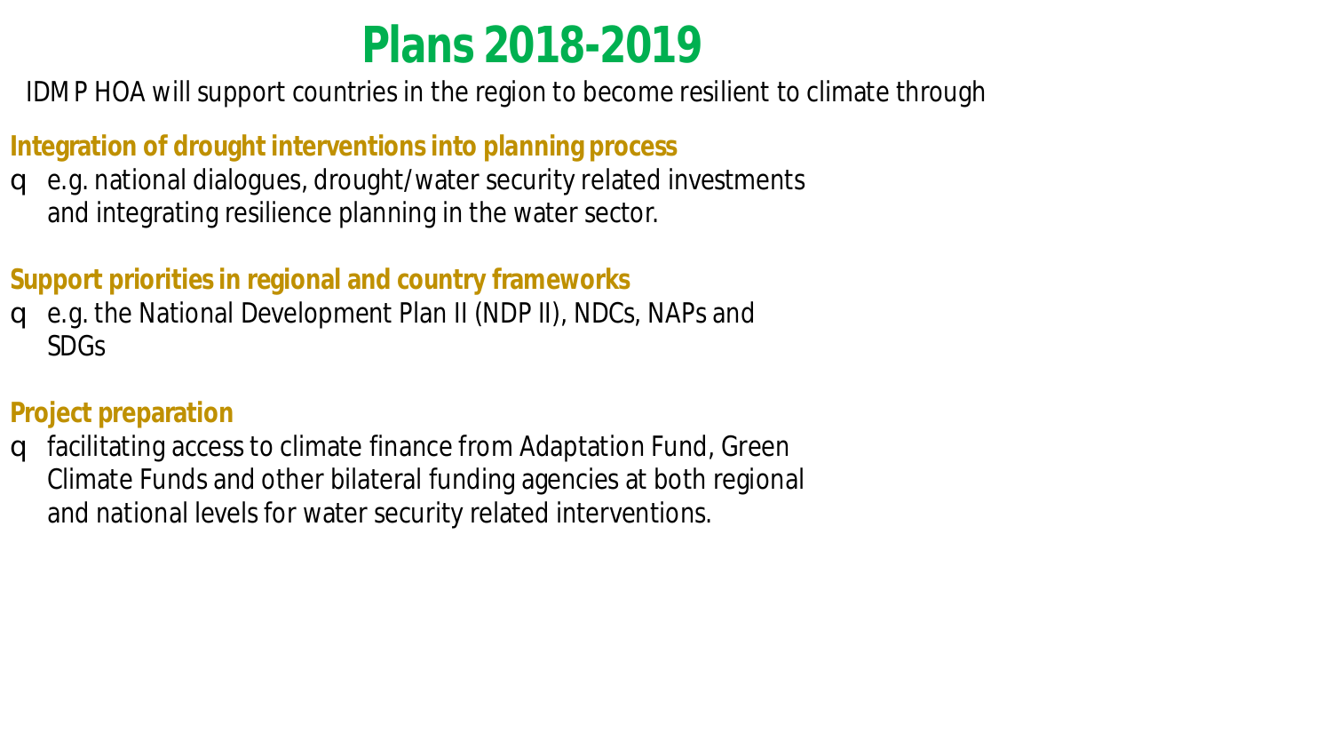# Plans 2018-2019

IDMP HOA will support countries in the region to become resilient to climate through

**Integration of drought interventions into planning process**

- e.g. national dialogues, drought/water security related investments and integrating resilience planning in the water sector.

**Support priorities in regional and country frameworks**

- e.g. the National Development Plan II (NDP II), NDCs, NAPs and SDGs

**Project preparation**

- facilitating access to climate finance from Adaptation Fund, Green Climate Funds and other bilateral funding agencies at both regional and national levels for water security related interventions.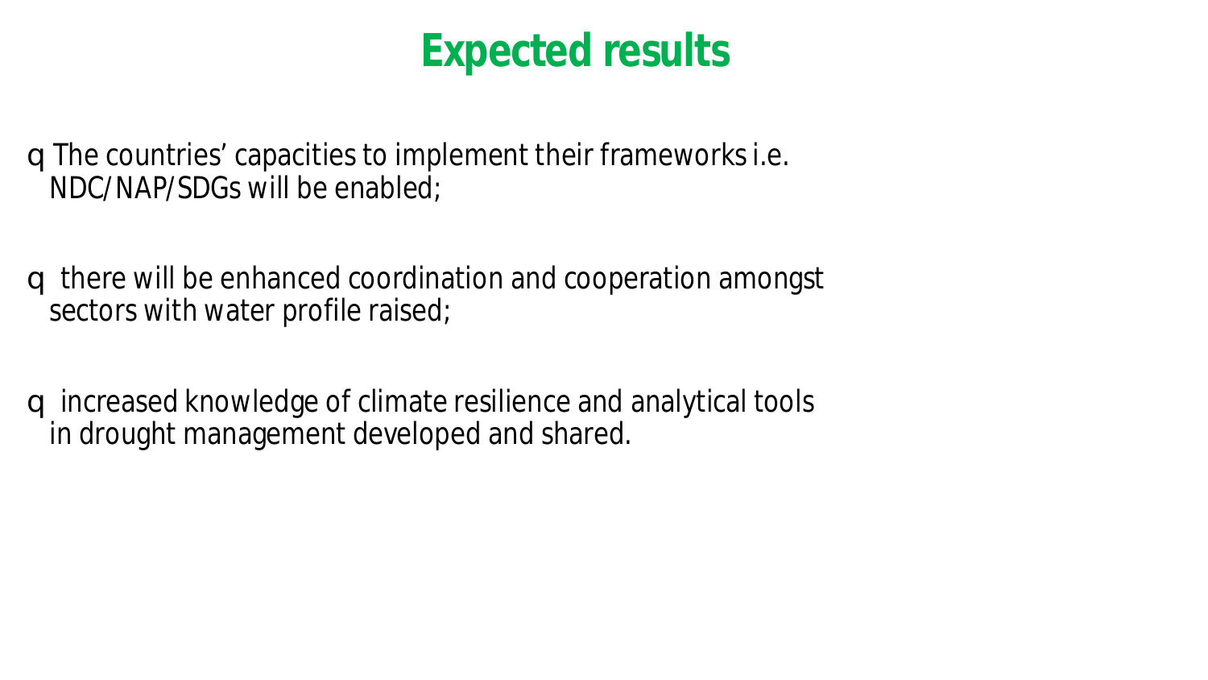# Expected results

- The countries' capacities to implement their frameworks i.e. NDC/NAP/SDGs will be enabled;

- there will be enhanced coordination and cooperation amongst sectors with water profile raised;

- increased knowledge of climate resilience and analytical tools in drought management developed and shared.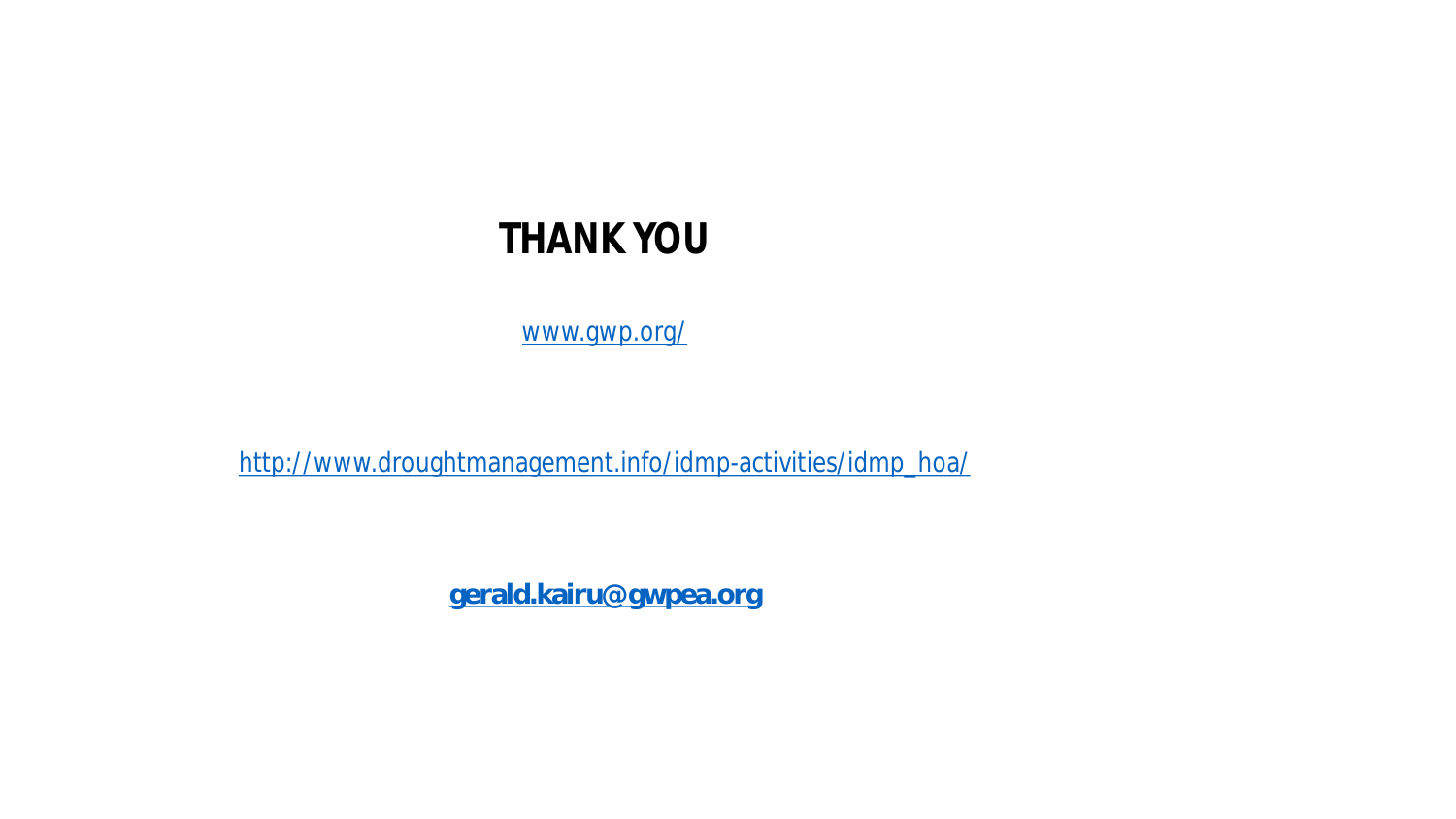**THANK YOU**

www.gwp.org/

http://www.droughtmanagement.info/idmp-activities/idmp_hoa/

**gerald.kairu@gwpea.org**